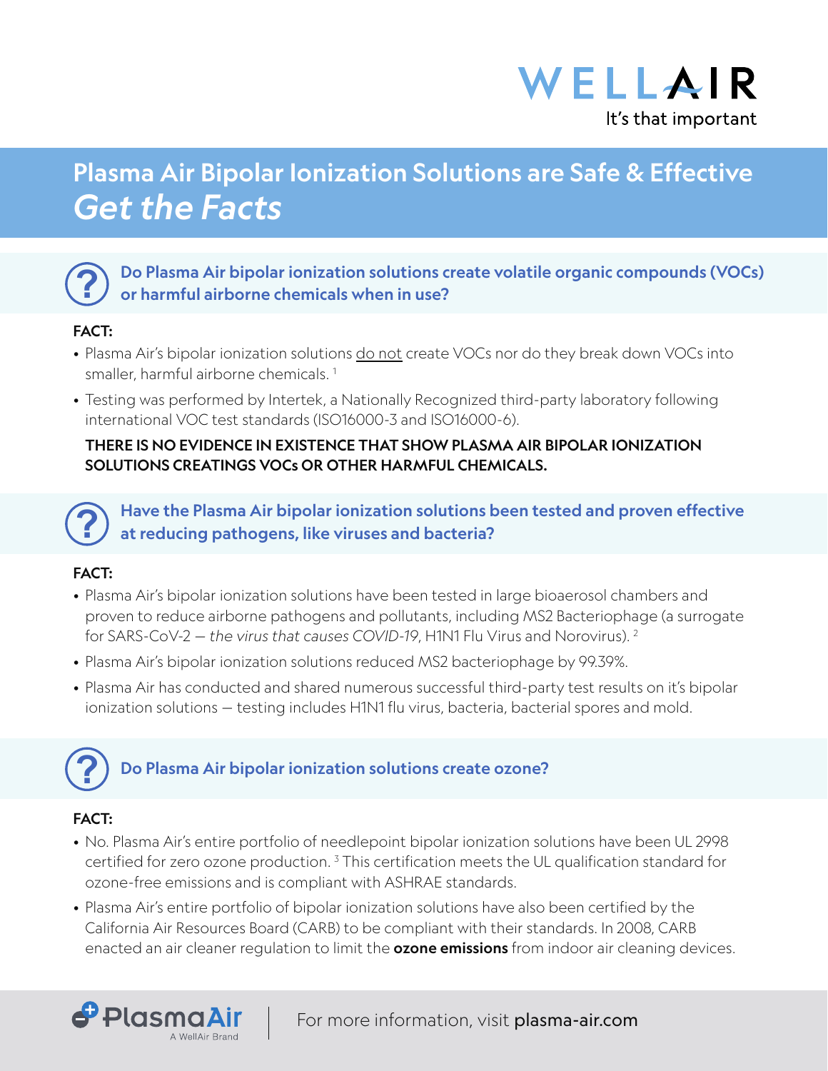WELLAIR
It's that important

# Plasma Air Bipolar Ionization Solutions are Safe & Effective *Get the Facts*

## Do Plasma Air bipolar ionization solutions create volatile organic compounds (VOCs) or harmful airborne chemicals when in use?

**FACT:**

- Plasma Air's bipolar ionization solutions do not create VOCs nor do they break down VOCs into smaller, harmful airborne chemicals. [1]
- Testing was performed by Intertek, a Nationally Recognized third-party laboratory following international VOC test standards (ISO16000-3 and ISO16000-6).

**THERE IS NO EVIDENCE IN EXISTENCE THAT SHOW PLASMA AIR BIPOLAR IONIZATION SOLUTIONS CREATINGS VOCs OR OTHER HARMFUL CHEMICALS.**

## Have the Plasma Air bipolar ionization solutions been tested and proven effective at reducing pathogens, like viruses and bacteria?

**FACT:**

- Plasma Air's bipolar ionization solutions have been tested in large bioaerosol chambers and proven to reduce airborne pathogens and pollutants, including MS2 Bacteriophage (a surrogate for SARS-CoV-2 – *the virus that causes COVID-19*, H1N1 Flu Virus and Norovirus). [2]
- Plasma Air's bipolar ionization solutions reduced MS2 bacteriophage by 99.39%.
- Plasma Air has conducted and shared numerous successful third-party test results on it's bipolar ionization solutions – testing includes H1N1 flu virus, bacteria, bacterial spores and mold.

## Do Plasma Air bipolar ionization solutions create ozone?

**FACT:**

- No. Plasma Air's entire portfolio of needlepoint bipolar ionization solutions have been UL 2998 certified for zero ozone production. [3] This certification meets the UL qualification standard for ozone-free emissions and is compliant with ASHRAE standards.
- Plasma Air's entire portfolio of bipolar ionization solutions have also been certified by the California Air Resources Board (CARB) to be compliant with their standards. In 2008, CARB enacted an air cleaner regulation to limit the **ozone emissions** from indoor air cleaning devices.

PlasmaAir
A WellAir Brand

For more information, visit plasma-air.com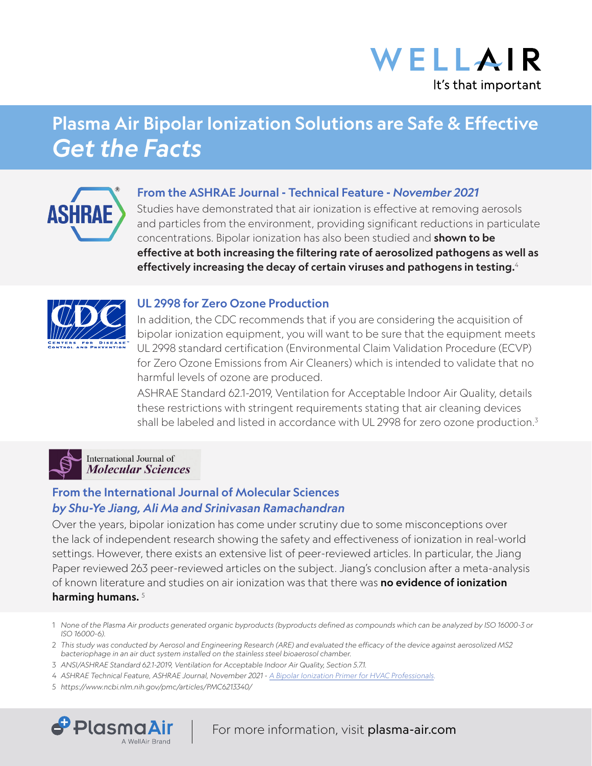WELLAIR

It's that important

# Plasma Air Bipolar Ionization Solutions are Safe & Effective *Get the Facts*

### From the ASHRAE Journal - Technical Feature - *November 2021*

Studies have demonstrated that air ionization is effective at removing aerosols and particles from the environment, providing significant reductions in particulate concentrations. Bipolar ionization has also been studied and **shown to be effective at both increasing the filtering rate of aerosolized pathogens as well as effectively increasing the decay of certain viruses and pathogens in testing.**[4]

### UL 2998 for Zero Ozone Production

In addition, the CDC recommends that if you are considering the acquisition of bipolar ionization equipment, you will want to be sure that the equipment meets UL 2998 standard certification (Environmental Claim Validation Procedure (ECVP) for Zero Ozone Emissions from Air Cleaners) which is intended to validate that no harmful levels of ozone are produced.

ASHRAE Standard 62.1-2019, Ventilation for Acceptable Indoor Air Quality, details these restrictions with stringent requirements stating that air cleaning devices shall be labeled and listed in accordance with UL 2998 for zero ozone production.[3]

### From the International Journal of Molecular Sciences
### *by Shu-Ye Jiang, Ali Ma and Srinivasan Ramachandran*

Over the years, bipolar ionization has come under scrutiny due to some misconceptions over the lack of independent research showing the safety and effectiveness of ionization in real-world settings. However, there exists an extensive list of peer-reviewed articles. In particular, the Jiang Paper reviewed 263 peer-reviewed articles on the subject. Jiang's conclusion after a meta-analysis of known literature and studies on air ionization was that there was **no evidence of ionization harming humans.** [5]

1 *None of the Plasma Air products generated organic byproducts (byproducts defined as compounds which can be analyzed by ISO 16000-3 or ISO 16000-6).*

2 *This study was conducted by Aerosol and Engineering Research (ARE) and evaluated the efficacy of the device against aerosolized MS2 bacteriophage in an air duct system installed on the stainless steel bioaerosol chamber.*

3 *ANSI/ASHRAE Standard 62.1-2019, Ventilation for Acceptable Indoor Air Quality, Section 5.7.1.*

4 *ASHRAE Technical Feature, ASHRAE Journal, November 2021 - A Bipolar Ionization Primer for HVAC Professionals.*

5 *https://www.ncbi.nlm.nih.gov/pmc/articles/PMC6213340/*

PlasmaAir — A WellAir Brand

For more information, visit plasma-air.com